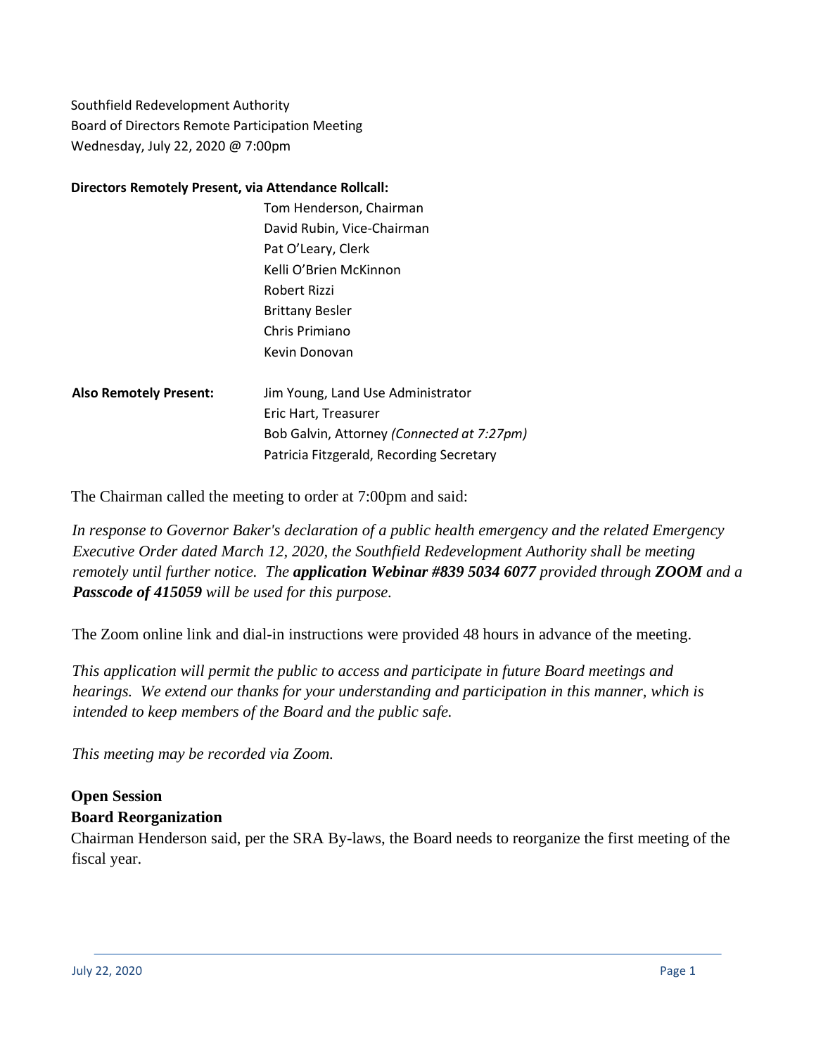Southfield Redevelopment Authority
Board of Directors Remote Participation Meeting
Wednesday, July 22, 2020 @ 7:00pm

**Directors Remotely Present, via Attendance Rollcall:**

Tom Henderson, Chairman
David Rubin, Vice-Chairman
Pat O'Leary, Clerk
Kelli O'Brien McKinnon
Robert Rizzi
Brittany Besler
Chris Primiano
Kevin Donovan

**Also Remotely Present:**

Jim Young, Land Use Administrator
Eric Hart, Treasurer
Bob Galvin, Attorney *(Connected at 7:27pm)*
Patricia Fitzgerald, Recording Secretary

The Chairman called the meeting to order at 7:00pm and said:

*In response to Governor Baker's declaration of a public health emergency and the related Emergency Executive Order dated March 12, 2020, the Southfield Redevelopment Authority shall be meeting remotely until further notice. The* ***application Webinar #839 5034 6077*** *provided through* ***ZOOM*** *and a* ***Passcode of 415059*** *will be used for this purpose.*

The Zoom online link and dial-in instructions were provided 48 hours in advance of the meeting.

*This application will permit the public to access and participate in future Board meetings and hearings. We extend our thanks for your understanding and participation in this manner, which is intended to keep members of the Board and the public safe.*

*This meeting may be recorded via Zoom.*

**Open Session**

**Board Reorganization**

Chairman Henderson said, per the SRA By-laws, the Board needs to reorganize the first meeting of the fiscal year.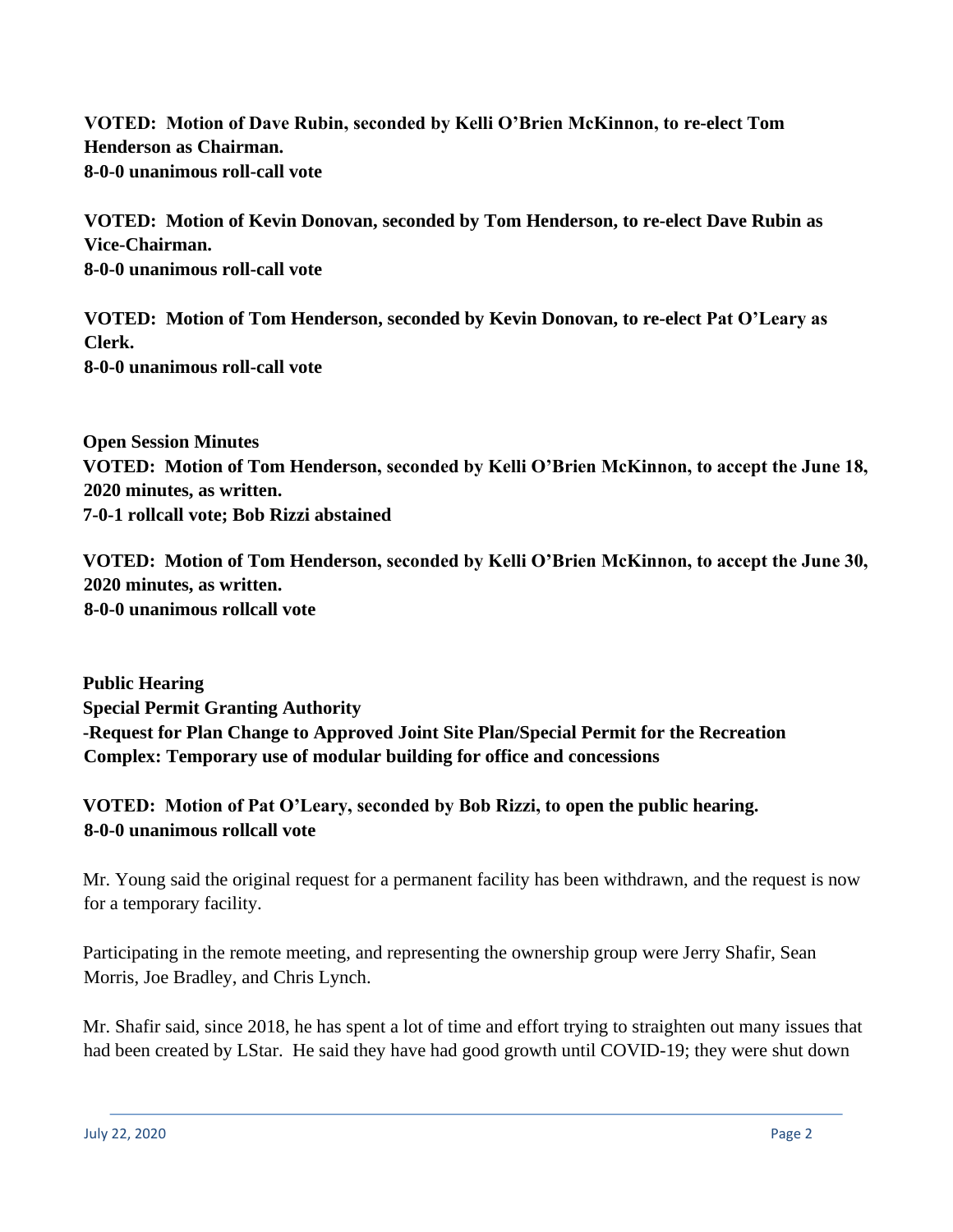**VOTED: Motion of Dave Rubin, seconded by Kelli O'Brien McKinnon, to re-elect Tom Henderson as Chairman.**
**8-0-0 unanimous roll-call vote**

**VOTED: Motion of Kevin Donovan, seconded by Tom Henderson, to re-elect Dave Rubin as Vice-Chairman.**
**8-0-0 unanimous roll-call vote**

**VOTED: Motion of Tom Henderson, seconded by Kevin Donovan, to re-elect Pat O'Leary as Clerk.**
**8-0-0 unanimous roll-call vote**

**Open Session Minutes**
**VOTED: Motion of Tom Henderson, seconded by Kelli O'Brien McKinnon, to accept the June 18, 2020 minutes, as written.**
**7-0-1 rollcall vote; Bob Rizzi abstained**

**VOTED: Motion of Tom Henderson, seconded by Kelli O'Brien McKinnon, to accept the June 30, 2020 minutes, as written.**
**8-0-0 unanimous rollcall vote**

**Public Hearing**
**Special Permit Granting Authority**
**-Request for Plan Change to Approved Joint Site Plan/Special Permit for the Recreation Complex: Temporary use of modular building for office and concessions**

**VOTED: Motion of Pat O'Leary, seconded by Bob Rizzi, to open the public hearing.**
**8-0-0 unanimous rollcall vote**

Mr. Young said the original request for a permanent facility has been withdrawn, and the request is now for a temporary facility.

Participating in the remote meeting, and representing the ownership group were Jerry Shafir, Sean Morris, Joe Bradley, and Chris Lynch.

Mr. Shafir said, since 2018, he has spent a lot of time and effort trying to straighten out many issues that had been created by LStar. He said they have had good growth until COVID-19; they were shut down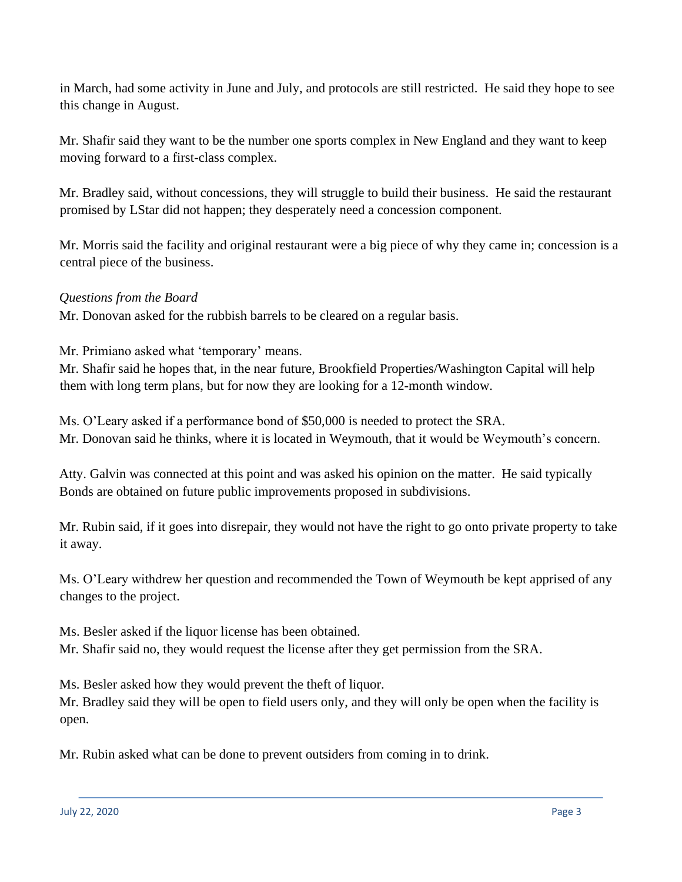in March, had some activity in June and July, and protocols are still restricted. He said they hope to see this change in August.

Mr. Shafir said they want to be the number one sports complex in New England and they want to keep moving forward to a first-class complex.

Mr. Bradley said, without concessions, they will struggle to build their business. He said the restaurant promised by LStar did not happen; they desperately need a concession component.

Mr. Morris said the facility and original restaurant were a big piece of why they came in; concession is a central piece of the business.

*Questions from the Board*

Mr. Donovan asked for the rubbish barrels to be cleared on a regular basis.

Mr. Primiano asked what 'temporary' means.
Mr. Shafir said he hopes that, in the near future, Brookfield Properties/Washington Capital will help them with long term plans, but for now they are looking for a 12-month window.

Ms. O'Leary asked if a performance bond of $50,000 is needed to protect the SRA.
Mr. Donovan said he thinks, where it is located in Weymouth, that it would be Weymouth's concern.

Atty. Galvin was connected at this point and was asked his opinion on the matter. He said typically Bonds are obtained on future public improvements proposed in subdivisions.

Mr. Rubin said, if it goes into disrepair, they would not have the right to go onto private property to take it away.

Ms. O'Leary withdrew her question and recommended the Town of Weymouth be kept apprised of any changes to the project.

Ms. Besler asked if the liquor license has been obtained.
Mr. Shafir said no, they would request the license after they get permission from the SRA.

Ms. Besler asked how they would prevent the theft of liquor.
Mr. Bradley said they will be open to field users only, and they will only be open when the facility is open.

Mr. Rubin asked what can be done to prevent outsiders from coming in to drink.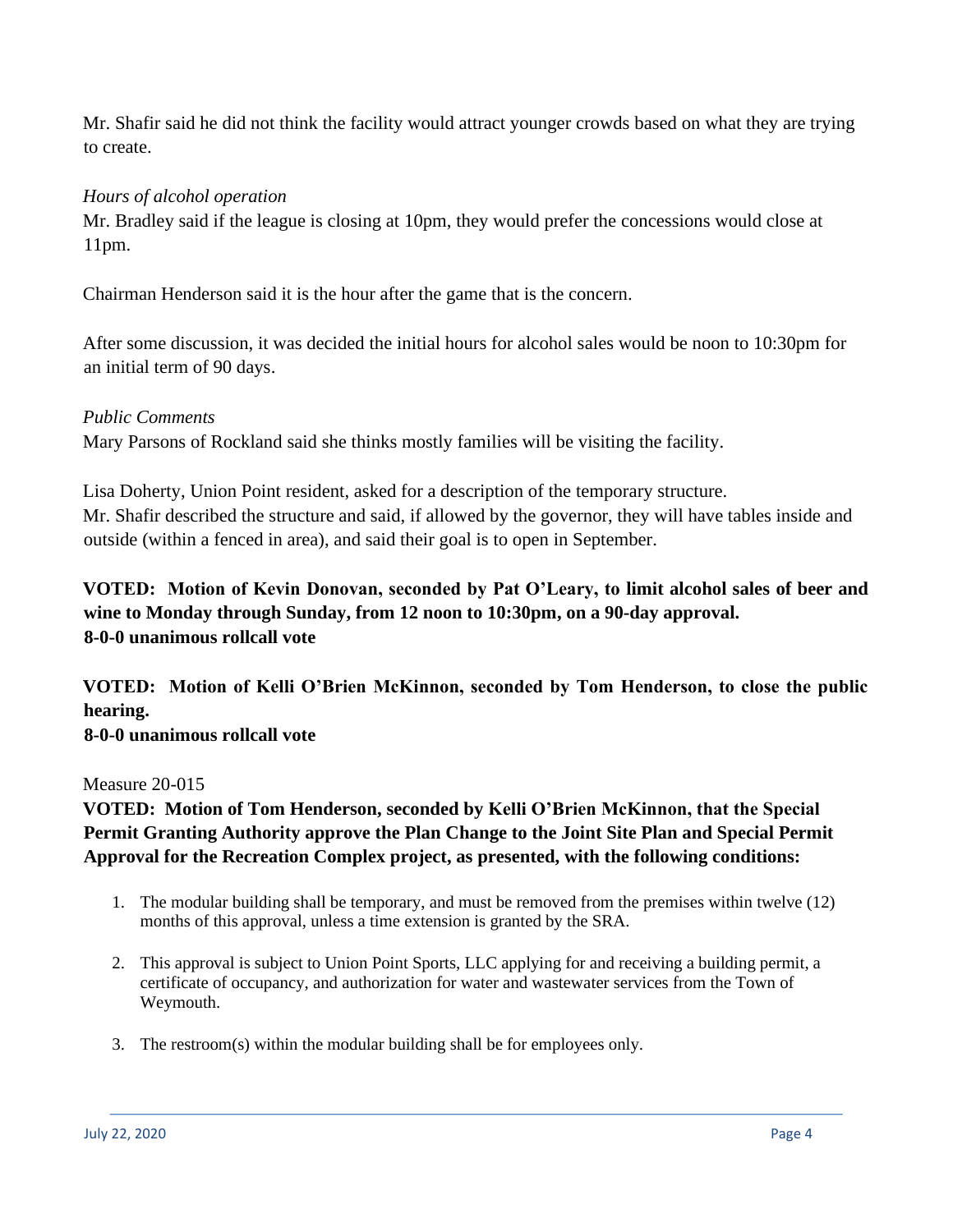Mr. Shafir said he did not think the facility would attract younger crowds based on what they are trying to create.

*Hours of alcohol operation*

Mr. Bradley said if the league is closing at 10pm, they would prefer the concessions would close at 11pm.

Chairman Henderson said it is the hour after the game that is the concern.

After some discussion, it was decided the initial hours for alcohol sales would be noon to 10:30pm for an initial term of 90 days.

*Public Comments*

Mary Parsons of Rockland said she thinks mostly families will be visiting the facility.

Lisa Doherty, Union Point resident, asked for a description of the temporary structure.
Mr. Shafir described the structure and said, if allowed by the governor, they will have tables inside and outside (within a fenced in area), and said their goal is to open in September.

**VOTED: Motion of Kevin Donovan, seconded by Pat O'Leary, to limit alcohol sales of beer and wine to Monday through Sunday, from 12 noon to 10:30pm, on a 90-day approval.**
**8-0-0 unanimous rollcall vote**

**VOTED: Motion of Kelli O'Brien McKinnon, seconded by Tom Henderson, to close the public hearing.**
**8-0-0 unanimous rollcall vote**

Measure 20-015

**VOTED: Motion of Tom Henderson, seconded by Kelli O'Brien McKinnon, that the Special Permit Granting Authority approve the Plan Change to the Joint Site Plan and Special Permit Approval for the Recreation Complex project, as presented, with the following conditions:**

1. The modular building shall be temporary, and must be removed from the premises within twelve (12) months of this approval, unless a time extension is granted by the SRA.
2. This approval is subject to Union Point Sports, LLC applying for and receiving a building permit, a certificate of occupancy, and authorization for water and wastewater services from the Town of Weymouth.
3. The restroom(s) within the modular building shall be for employees only.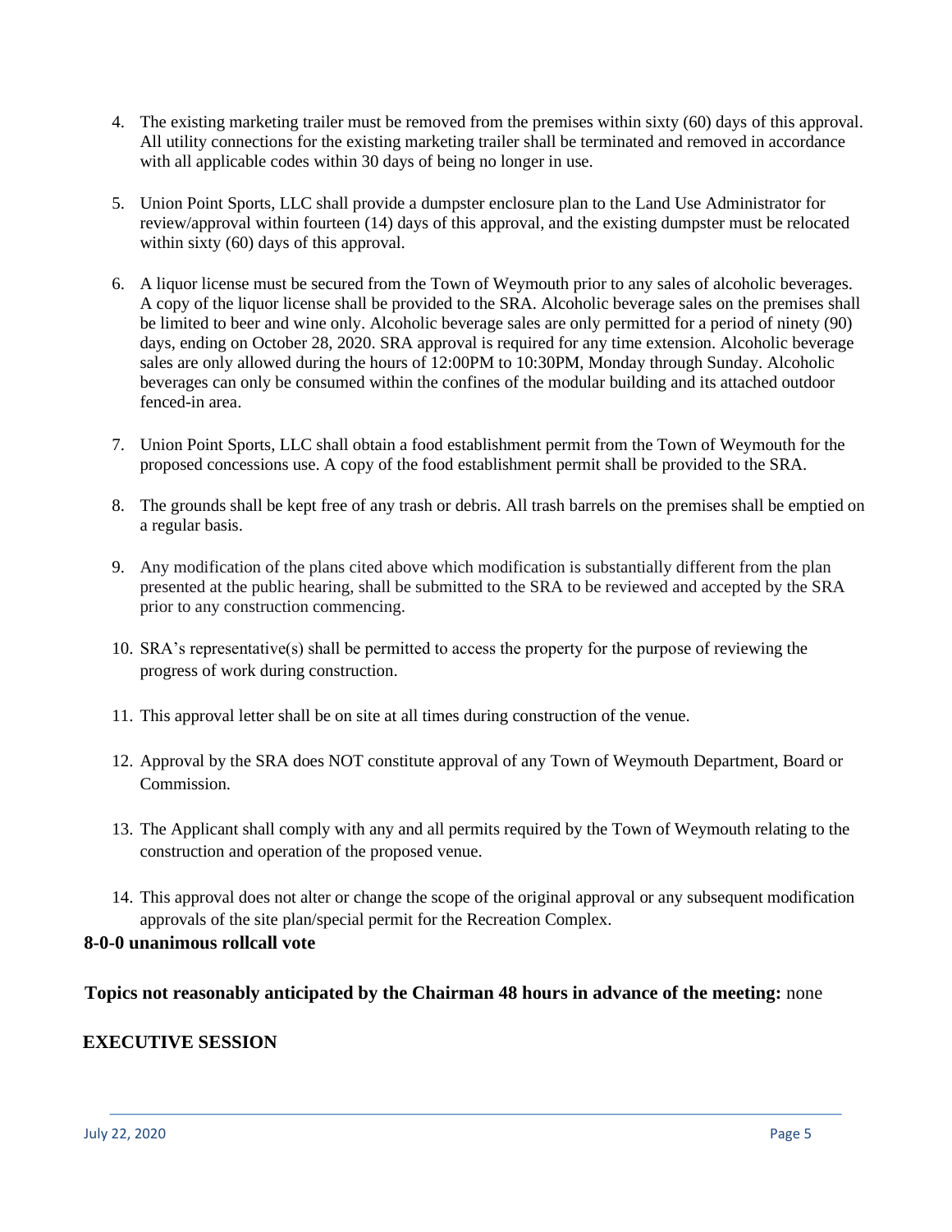4. The existing marketing trailer must be removed from the premises within sixty (60) days of this approval. All utility connections for the existing marketing trailer shall be terminated and removed in accordance with all applicable codes within 30 days of being no longer in use.

5. Union Point Sports, LLC shall provide a dumpster enclosure plan to the Land Use Administrator for review/approval within fourteen (14) days of this approval, and the existing dumpster must be relocated within sixty (60) days of this approval.

6. A liquor license must be secured from the Town of Weymouth prior to any sales of alcoholic beverages. A copy of the liquor license shall be provided to the SRA. Alcoholic beverage sales on the premises shall be limited to beer and wine only. Alcoholic beverage sales are only permitted for a period of ninety (90) days, ending on October 28, 2020. SRA approval is required for any time extension. Alcoholic beverage sales are only allowed during the hours of 12:00PM to 10:30PM, Monday through Sunday. Alcoholic beverages can only be consumed within the confines of the modular building and its attached outdoor fenced-in area.

7. Union Point Sports, LLC shall obtain a food establishment permit from the Town of Weymouth for the proposed concessions use. A copy of the food establishment permit shall be provided to the SRA.

8. The grounds shall be kept free of any trash or debris. All trash barrels on the premises shall be emptied on a regular basis.

9. Any modification of the plans cited above which modification is substantially different from the plan presented at the public hearing, shall be submitted to the SRA to be reviewed and accepted by the SRA prior to any construction commencing.

10. SRA's representative(s) shall be permitted to access the property for the purpose of reviewing the progress of work during construction.

11. This approval letter shall be on site at all times during construction of the venue.

12. Approval by the SRA does NOT constitute approval of any Town of Weymouth Department, Board or Commission.

13. The Applicant shall comply with any and all permits required by the Town of Weymouth relating to the construction and operation of the proposed venue.

14. This approval does not alter or change the scope of the original approval or any subsequent modification approvals of the site plan/special permit for the Recreation Complex.

**8-0-0 unanimous rollcall vote**

**Topics not reasonably anticipated by the Chairman 48 hours in advance of the meeting:** none

**EXECUTIVE SESSION**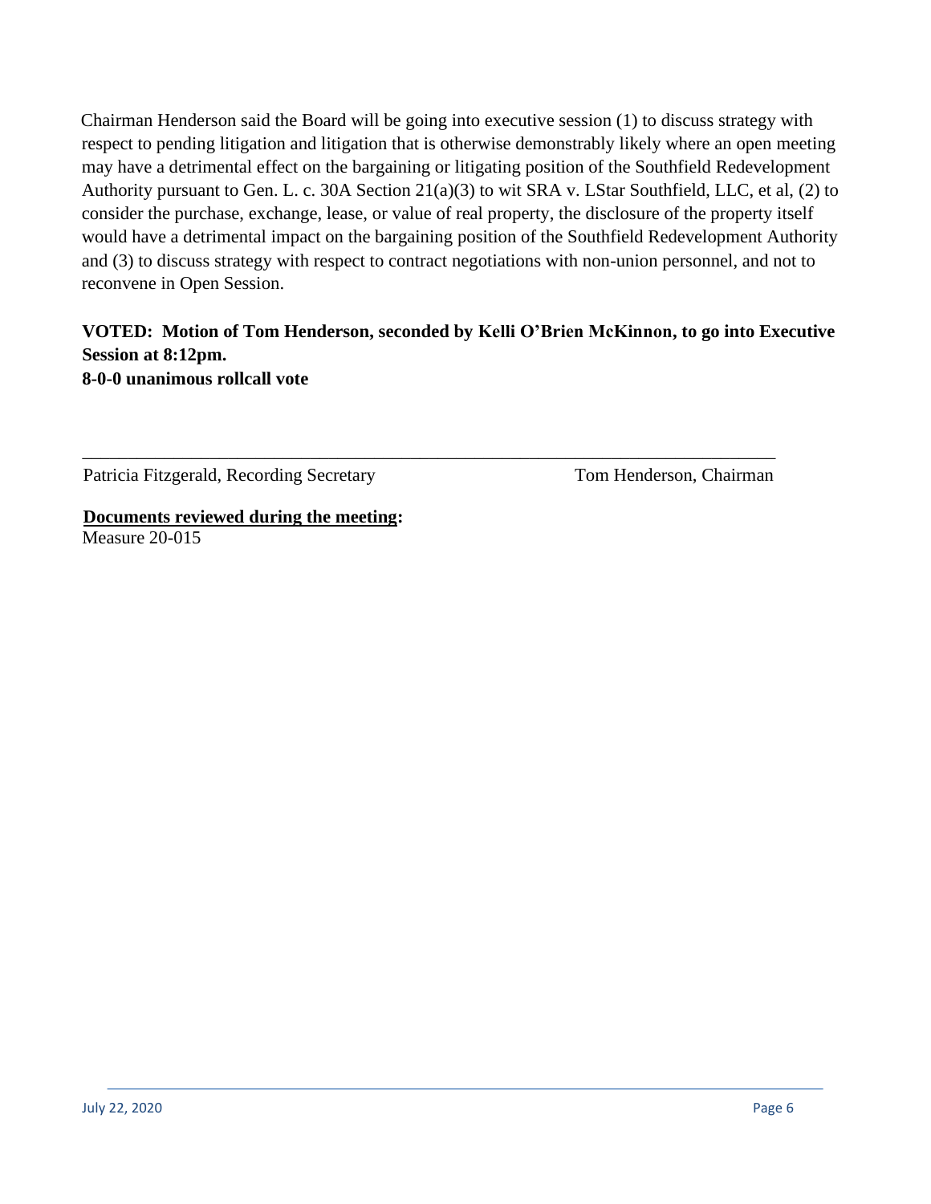Chairman Henderson said the Board will be going into executive session (1) to discuss strategy with respect to pending litigation and litigation that is otherwise demonstrably likely where an open meeting may have a detrimental effect on the bargaining or litigating position of the Southfield Redevelopment Authority pursuant to Gen. L. c. 30A Section 21(a)(3) to wit SRA v. LStar Southfield, LLC, et al, (2) to consider the purchase, exchange, lease, or value of real property, the disclosure of the property itself would have a detrimental impact on the bargaining position of the Southfield Redevelopment Authority and (3) to discuss strategy with respect to contract negotiations with non-union personnel, and not to reconvene in Open Session.

**VOTED: Motion of Tom Henderson, seconded by Kelli O'Brien McKinnon, to go into Executive Session at 8:12pm.**
**8-0-0 unanimous rollcall vote**

______________________________________________________________________________

Patricia Fitzgerald, Recording Secretary          Tom Henderson, Chairman

**Documents reviewed during the meeting:**
Measure 20-015